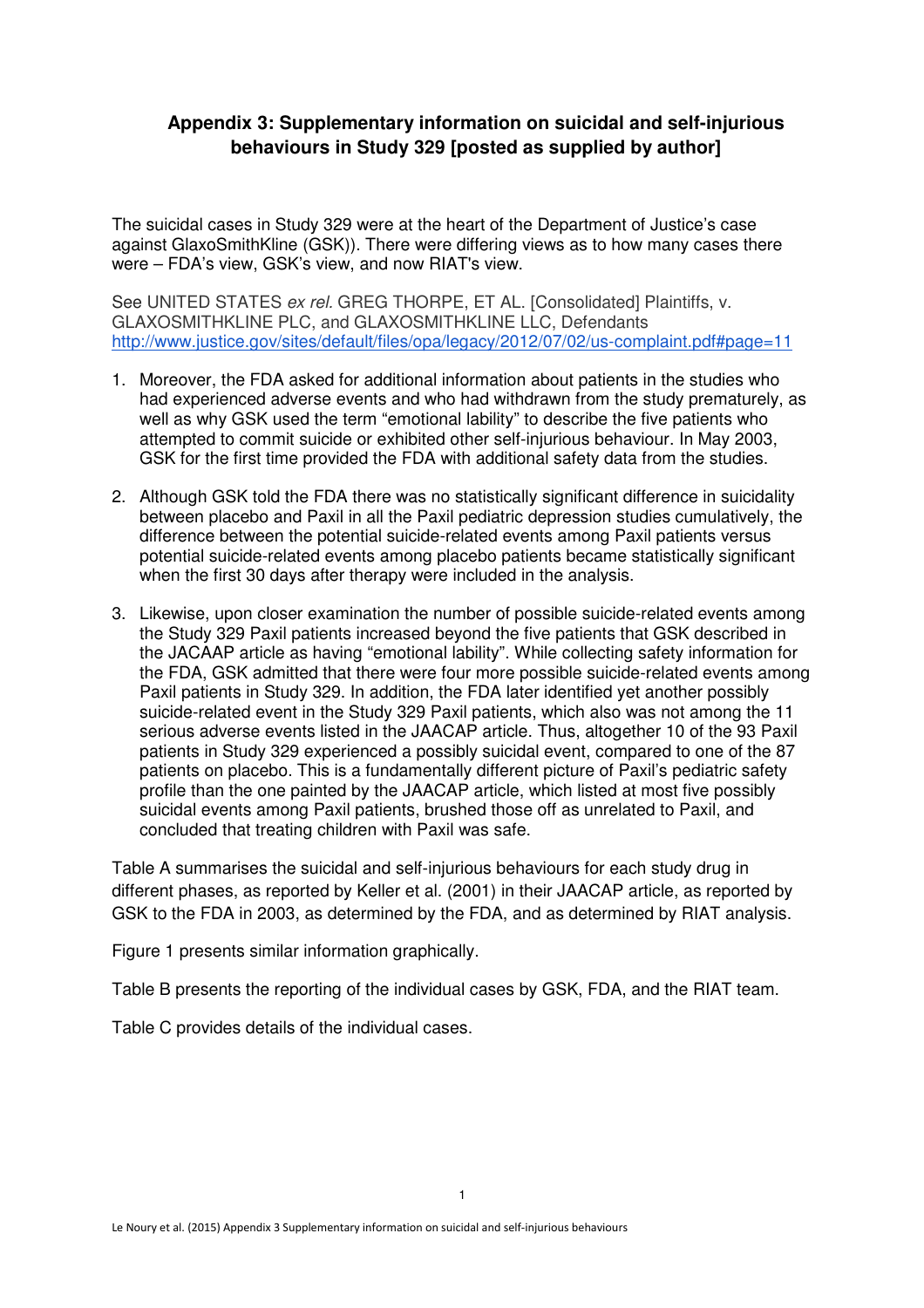## Appendix 3: Supplementary information on suicidal and self-injurious behaviours in Study 329 [posted as supplied by author]

The suicidal cases in Study 329 were at the heart of the Department of Justice's case against GlaxoSmithKline (GSK)). There were differing views as to how many cases there were – FDA's view, GSK's view, and now RIAT's view.

See UNITED STATES *ex rel.* GREG THORPE, ET AL. [Consolidated] Plaintiffs, v. GLAXOSMITHKLINE PLC, and GLAXOSMITHKLINE LLC, Defendants
http://www.justice.gov/sites/default/files/opa/legacy/2012/07/02/us-complaint.pdf#page=11

1. Moreover, the FDA asked for additional information about patients in the studies who had experienced adverse events and who had withdrawn from the study prematurely, as well as why GSK used the term "emotional lability" to describe the five patients who attempted to commit suicide or exhibited other self-injurious behaviour. In May 2003, GSK for the first time provided the FDA with additional safety data from the studies.

2. Although GSK told the FDA there was no statistically significant difference in suicidality between placebo and Paxil in all the Paxil pediatric depression studies cumulatively, the difference between the potential suicide-related events among Paxil patients versus potential suicide-related events among placebo patients became statistically significant when the first 30 days after therapy were included in the analysis.

3. Likewise, upon closer examination the number of possible suicide-related events among the Study 329 Paxil patients increased beyond the five patients that GSK described in the JACAAP article as having "emotional lability". While collecting safety information for the FDA, GSK admitted that there were four more possible suicide-related events among Paxil patients in Study 329. In addition, the FDA later identified yet another possibly suicide-related event in the Study 329 Paxil patients, which also was not among the 11 serious adverse events listed in the JAACAP article. Thus, altogether 10 of the 93 Paxil patients in Study 329 experienced a possibly suicidal event, compared to one of the 87 patients on placebo. This is a fundamentally different picture of Paxil's pediatric safety profile than the one painted by the JAACAP article, which listed at most five possibly suicidal events among Paxil patients, brushed those off as unrelated to Paxil, and concluded that treating children with Paxil was safe.

Table A summarises the suicidal and self-injurious behaviours for each study drug in different phases, as reported by Keller et al. (2001) in their JAACAP article, as reported by GSK to the FDA in 2003, as determined by the FDA, and as determined by RIAT analysis.

Figure 1 presents similar information graphically.

Table B presents the reporting of the individual cases by GSK, FDA, and the RIAT team.

Table C provides details of the individual cases.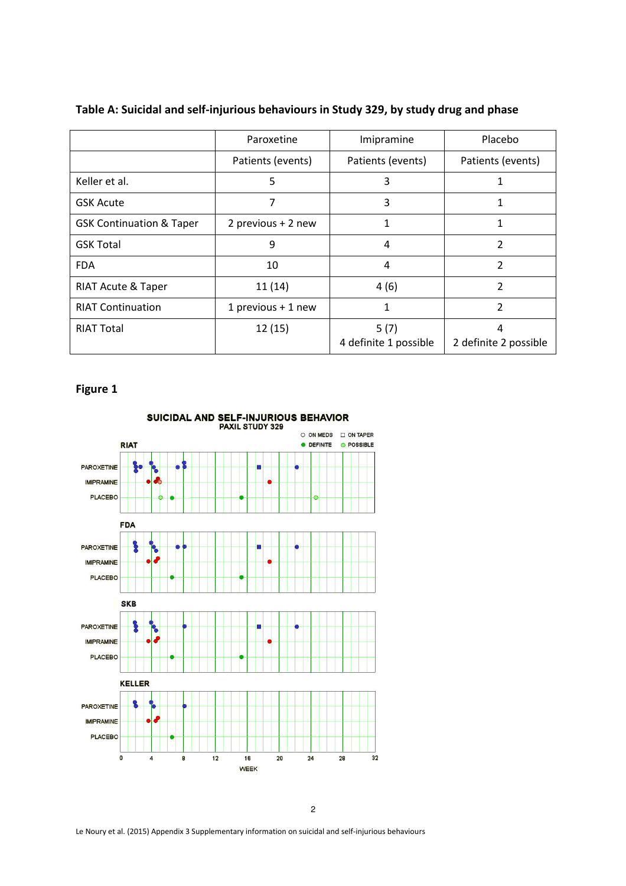**Table A: Suicidal and self-injurious behaviours in Study 329, by study drug and phase**

| | Paroxetine | Imipramine | Placebo |
|---|---|---|---|
| | Patients (events) | Patients (events) | Patients (events) |
| Keller et al. | 5 | 3 | 1 |
| GSK Acute | 7 | 3 | 1 |
| GSK Continuation & Taper | 2 previous + 2 new | 1 | 1 |
| GSK Total | 9 | 4 | 2 |
| FDA | 10 | 4 | 2 |
| RIAT Acute & Taper | 11 (14) | 4 (6) | 2 |
| RIAT Continuation | 1 previous + 1 new | 1 | 2 |
| RIAT Total | 12 (15) | 5 (7) 4 definite 1 possible | 4 2 definite 2 possible |

**Figure 1**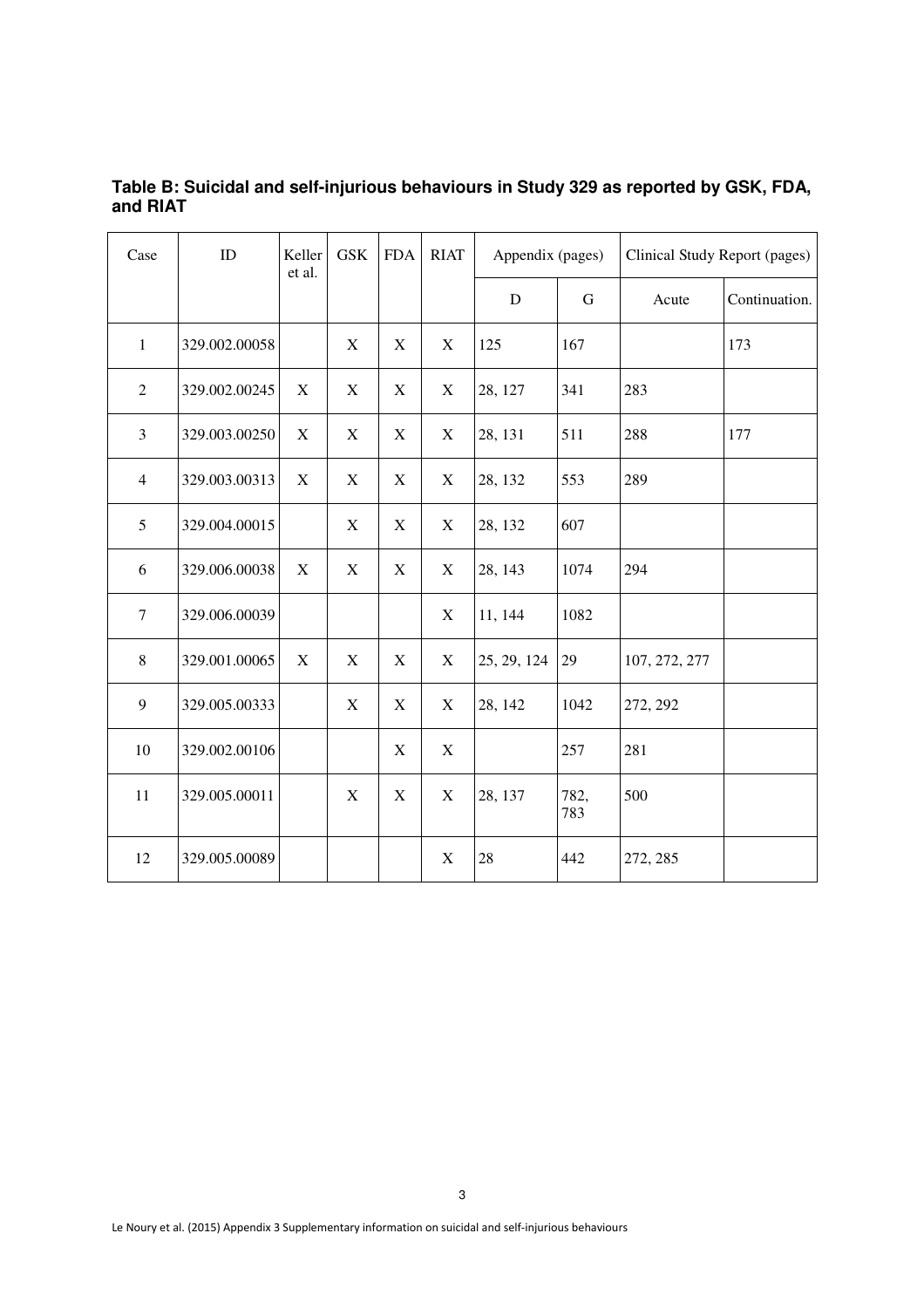**Table B: Suicidal and self-injurious behaviours in Study 329 as reported by GSK, FDA, and RIAT**

| Case | ID | Keller et al. | GSK | FDA | RIAT | Appendix (pages) | | Clinical Study Report (pages) | |
|---|---|---|---|---|---|---|---|---|---|
| | | | | | | D | G | Acute | Continuation. |
| 1 | 329.002.00058 | | X | X | X | 125 | 167 | | 173 |
| 2 | 329.002.00245 | X | X | X | X | 28, 127 | 341 | 283 | |
| 3 | 329.003.00250 | X | X | X | X | 28, 131 | 511 | 288 | 177 |
| 4 | 329.003.00313 | X | X | X | X | 28, 132 | 553 | 289 | |
| 5 | 329.004.00015 | | X | X | X | 28, 132 | 607 | | |
| 6 | 329.006.00038 | X | X | X | X | 28, 143 | 1074 | 294 | |
| 7 | 329.006.00039 | | | | X | 11, 144 | 1082 | | |
| 8 | 329.001.00065 | X | X | X | X | 25, 29, 124 | 29 | 107, 272, 277 | |
| 9 | 329.005.00333 | | X | X | X | 28, 142 | 1042 | 272, 292 | |
| 10 | 329.002.00106 | | | X | X | | 257 | 281 | |
| 11 | 329.005.00011 | | X | X | X | 28, 137 | 782, 783 | 500 | |
| 12 | 329.005.00089 | | | | X | 28 | 442 | 272, 285 | |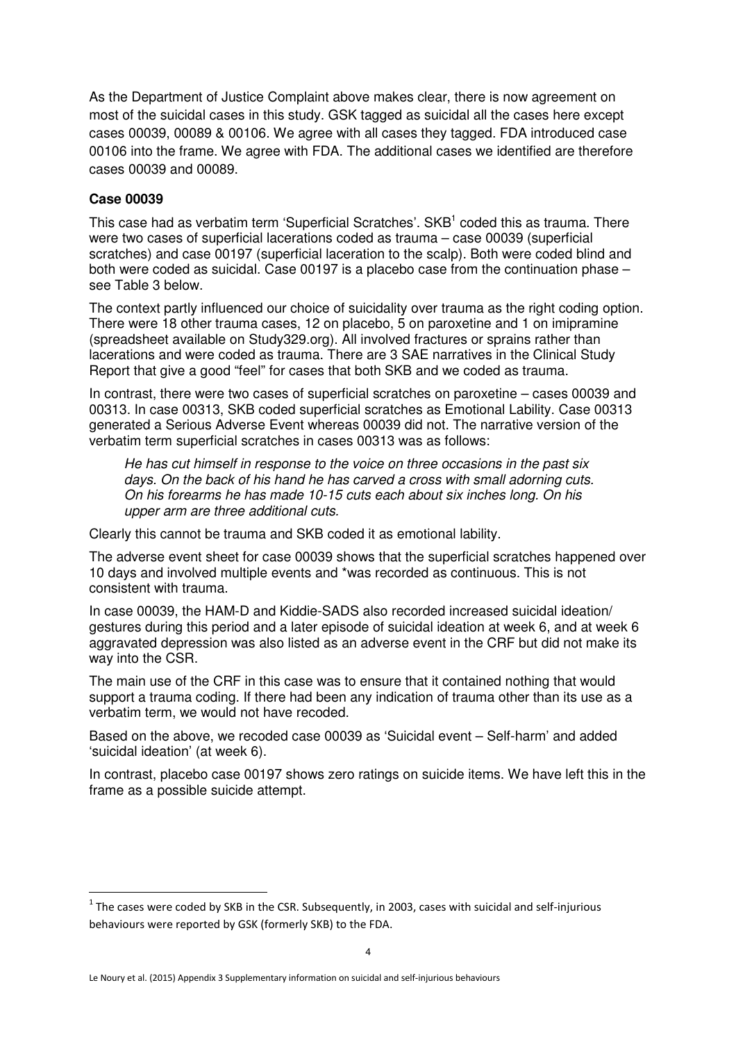As the Department of Justice Complaint above makes clear, there is now agreement on most of the suicidal cases in this study. GSK tagged as suicidal all the cases here except cases 00039, 00089 & 00106. We agree with all cases they tagged. FDA introduced case 00106 into the frame. We agree with FDA. The additional cases we identified are therefore cases 00039 and 00089.

**Case 00039**

This case had as verbatim term 'Superficial Scratches'. SKB[1] coded this as trauma. There were two cases of superficial lacerations coded as trauma – case 00039 (superficial scratches) and case 00197 (superficial laceration to the scalp). Both were coded blind and both were coded as suicidal. Case 00197 is a placebo case from the continuation phase – see Table 3 below.

The context partly influenced our choice of suicidality over trauma as the right coding option. There were 18 other trauma cases, 12 on placebo, 5 on paroxetine and 1 on imipramine (spreadsheet available on Study329.org). All involved fractures or sprains rather than lacerations and were coded as trauma. There are 3 SAE narratives in the Clinical Study Report that give a good "feel" for cases that both SKB and we coded as trauma.

In contrast, there were two cases of superficial scratches on paroxetine – cases 00039 and 00313. In case 00313, SKB coded superficial scratches as Emotional Lability. Case 00313 generated a Serious Adverse Event whereas 00039 did not. The narrative version of the verbatim term superficial scratches in cases 00313 was as follows:

> *He has cut himself in response to the voice on three occasions in the past six days. On the back of his hand he has carved a cross with small adorning cuts. On his forearms he has made 10-15 cuts each about six inches long. On his upper arm are three additional cuts.*

Clearly this cannot be trauma and SKB coded it as emotional lability.

The adverse event sheet for case 00039 shows that the superficial scratches happened over 10 days and involved multiple events and *was recorded as continuous. This is not consistent with trauma.

In case 00039, the HAM-D and Kiddie-SADS also recorded increased suicidal ideation/ gestures during this period and a later episode of suicidal ideation at week 6, and at week 6 aggravated depression was also listed as an adverse event in the CRF but did not make its way into the CSR.

The main use of the CRF in this case was to ensure that it contained nothing that would support a trauma coding. If there had been any indication of trauma other than its use as a verbatim term, we would not have recoded.

Based on the above, we recoded case 00039 as 'Suicidal event – Self-harm' and added 'suicidal ideation' (at week 6).

In contrast, placebo case 00197 shows zero ratings on suicide items. We have left this in the frame as a possible suicide attempt.

---

[1] The cases were coded by SKB in the CSR. Subsequently, in 2003, cases with suicidal and self-injurious behaviours were reported by GSK (formerly SKB) to the FDA.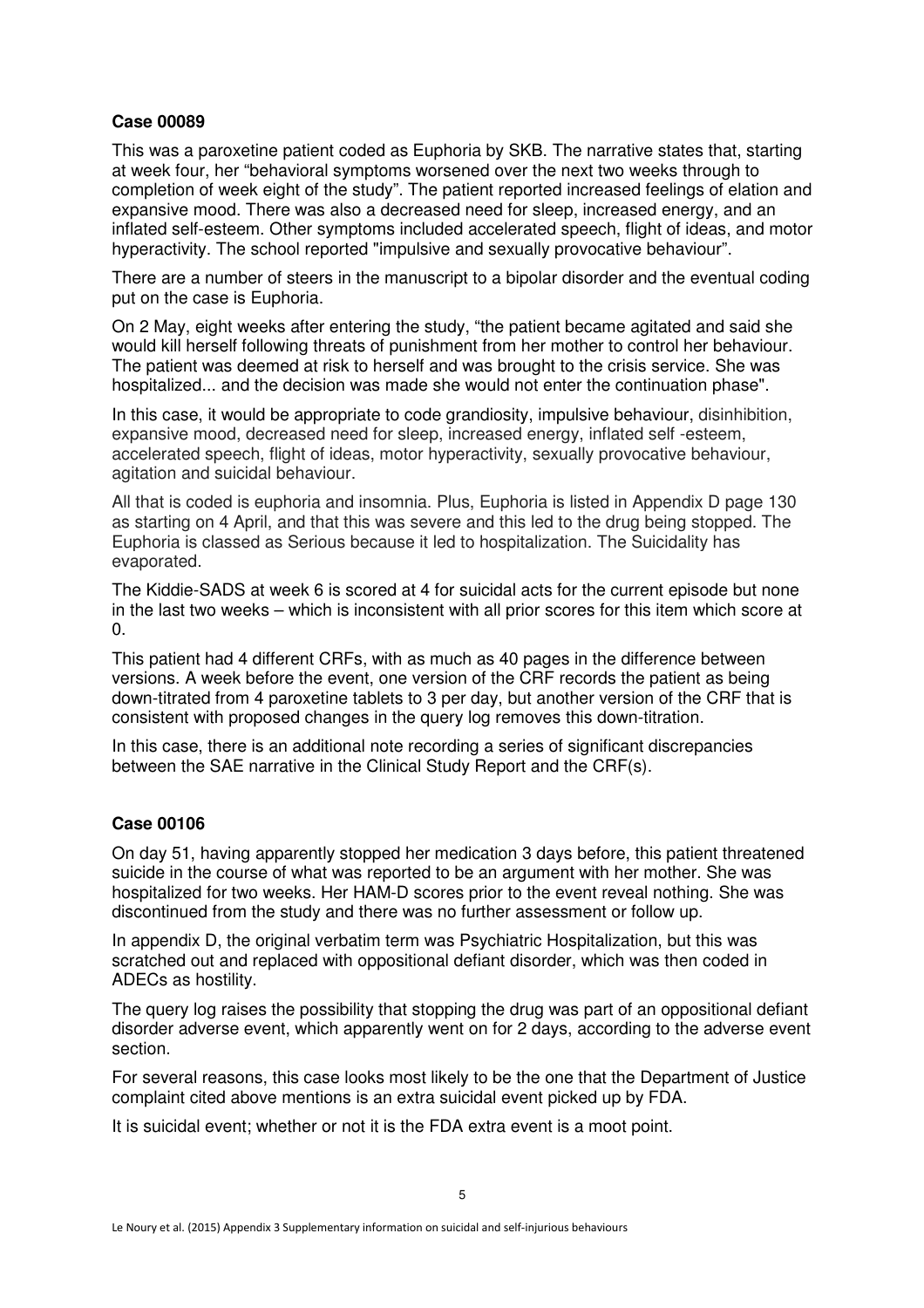**Case 00089**

This was a paroxetine patient coded as Euphoria by SKB. The narrative states that, starting at week four, her "behavioral symptoms worsened over the next two weeks through to completion of week eight of the study". The patient reported increased feelings of elation and expansive mood. There was also a decreased need for sleep, increased energy, and an inflated self-esteem. Other symptoms included accelerated speech, flight of ideas, and motor hyperactivity. The school reported "impulsive and sexually provocative behaviour".

There are a number of steers in the manuscript to a bipolar disorder and the eventual coding put on the case is Euphoria.

On 2 May, eight weeks after entering the study, "the patient became agitated and said she would kill herself following threats of punishment from her mother to control her behaviour. The patient was deemed at risk to herself and was brought to the crisis service. She was hospitalized... and the decision was made she would not enter the continuation phase".

In this case, it would be appropriate to code grandiosity, impulsive behaviour, disinhibition, expansive mood, decreased need for sleep, increased energy, inflated self -esteem, accelerated speech, flight of ideas, motor hyperactivity, sexually provocative behaviour, agitation and suicidal behaviour.

All that is coded is euphoria and insomnia. Plus, Euphoria is listed in Appendix D page 130 as starting on 4 April, and that this was severe and this led to the drug being stopped. The Euphoria is classed as Serious because it led to hospitalization. The Suicidality has evaporated.

The Kiddie-SADS at week 6 is scored at 4 for suicidal acts for the current episode but none in the last two weeks – which is inconsistent with all prior scores for this item which score at 0.

This patient had 4 different CRFs, with as much as 40 pages in the difference between versions. A week before the event, one version of the CRF records the patient as being down-titrated from 4 paroxetine tablets to 3 per day, but another version of the CRF that is consistent with proposed changes in the query log removes this down-titration.

In this case, there is an additional note recording a series of significant discrepancies between the SAE narrative in the Clinical Study Report and the CRF(s).

**Case 00106**

On day 51, having apparently stopped her medication 3 days before, this patient threatened suicide in the course of what was reported to be an argument with her mother. She was hospitalized for two weeks. Her HAM-D scores prior to the event reveal nothing. She was discontinued from the study and there was no further assessment or follow up.

In appendix D, the original verbatim term was Psychiatric Hospitalization, but this was scratched out and replaced with oppositional defiant disorder, which was then coded in ADECs as hostility.

The query log raises the possibility that stopping the drug was part of an oppositional defiant disorder adverse event, which apparently went on for 2 days, according to the adverse event section.

For several reasons, this case looks most likely to be the one that the Department of Justice complaint cited above mentions is an extra suicidal event picked up by FDA.

It is suicidal event; whether or not it is the FDA extra event is a moot point.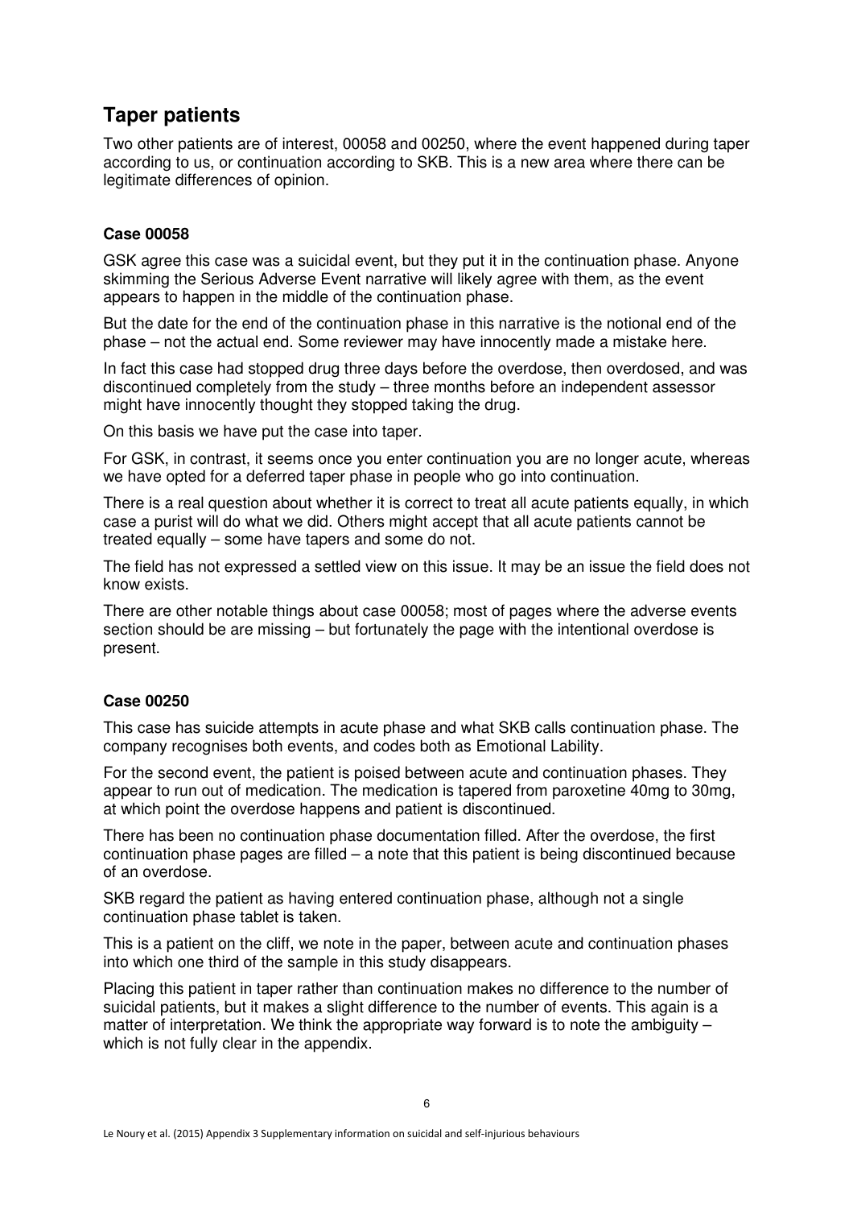## Taper patients

Two other patients are of interest, 00058 and 00250, where the event happened during taper according to us, or continuation according to SKB. This is a new area where there can be legitimate differences of opinion.

### Case 00058

GSK agree this case was a suicidal event, but they put it in the continuation phase. Anyone skimming the Serious Adverse Event narrative will likely agree with them, as the event appears to happen in the middle of the continuation phase.

But the date for the end of the continuation phase in this narrative is the notional end of the phase – not the actual end. Some reviewer may have innocently made a mistake here.

In fact this case had stopped drug three days before the overdose, then overdosed, and was discontinued completely from the study – three months before an independent assessor might have innocently thought they stopped taking the drug.

On this basis we have put the case into taper.

For GSK, in contrast, it seems once you enter continuation you are no longer acute, whereas we have opted for a deferred taper phase in people who go into continuation.

There is a real question about whether it is correct to treat all acute patients equally, in which case a purist will do what we did. Others might accept that all acute patients cannot be treated equally – some have tapers and some do not.

The field has not expressed a settled view on this issue. It may be an issue the field does not know exists.

There are other notable things about case 00058; most of pages where the adverse events section should be are missing – but fortunately the page with the intentional overdose is present.

### Case 00250

This case has suicide attempts in acute phase and what SKB calls continuation phase. The company recognises both events, and codes both as Emotional Lability.

For the second event, the patient is poised between acute and continuation phases. They appear to run out of medication. The medication is tapered from paroxetine 40mg to 30mg, at which point the overdose happens and patient is discontinued.

There has been no continuation phase documentation filled. After the overdose, the first continuation phase pages are filled – a note that this patient is being discontinued because of an overdose.

SKB regard the patient as having entered continuation phase, although not a single continuation phase tablet is taken.

This is a patient on the cliff, we note in the paper, between acute and continuation phases into which one third of the sample in this study disappears.

Placing this patient in taper rather than continuation makes no difference to the number of suicidal patients, but it makes a slight difference to the number of events. This again is a matter of interpretation. We think the appropriate way forward is to note the ambiguity – which is not fully clear in the appendix.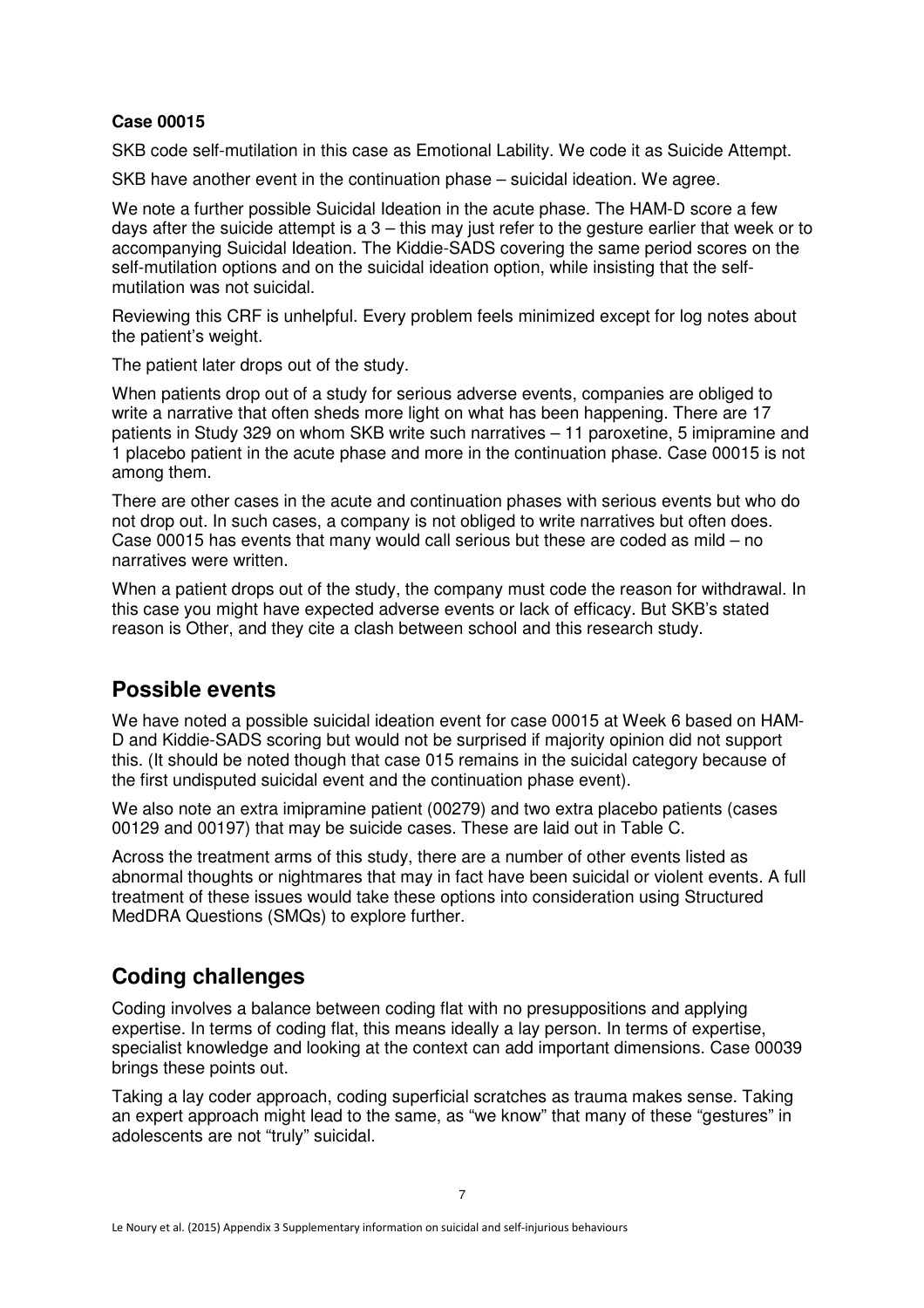**Case 00015**

SKB code self-mutilation in this case as Emotional Lability. We code it as Suicide Attempt.

SKB have another event in the continuation phase – suicidal ideation. We agree.

We note a further possible Suicidal Ideation in the acute phase. The HAM-D score a few days after the suicide attempt is a 3 – this may just refer to the gesture earlier that week or to accompanying Suicidal Ideation. The Kiddie-SADS covering the same period scores on the self-mutilation options and on the suicidal ideation option, while insisting that the self-mutilation was not suicidal.

Reviewing this CRF is unhelpful. Every problem feels minimized except for log notes about the patient's weight.

The patient later drops out of the study.

When patients drop out of a study for serious adverse events, companies are obliged to write a narrative that often sheds more light on what has been happening. There are 17 patients in Study 329 on whom SKB write such narratives – 11 paroxetine, 5 imipramine and 1 placebo patient in the acute phase and more in the continuation phase. Case 00015 is not among them.

There are other cases in the acute and continuation phases with serious events but who do not drop out. In such cases, a company is not obliged to write narratives but often does. Case 00015 has events that many would call serious but these are coded as mild – no narratives were written.

When a patient drops out of the study, the company must code the reason for withdrawal. In this case you might have expected adverse events or lack of efficacy. But SKB's stated reason is Other, and they cite a clash between school and this research study.

## Possible events

We have noted a possible suicidal ideation event for case 00015 at Week 6 based on HAM-D and Kiddie-SADS scoring but would not be surprised if majority opinion did not support this. (It should be noted though that case 015 remains in the suicidal category because of the first undisputed suicidal event and the continuation phase event).

We also note an extra imipramine patient (00279) and two extra placebo patients (cases 00129 and 00197) that may be suicide cases. These are laid out in Table C.

Across the treatment arms of this study, there are a number of other events listed as abnormal thoughts or nightmares that may in fact have been suicidal or violent events. A full treatment of these issues would take these options into consideration using Structured MedDRA Questions (SMQs) to explore further.

## Coding challenges

Coding involves a balance between coding flat with no presuppositions and applying expertise. In terms of coding flat, this means ideally a lay person. In terms of expertise, specialist knowledge and looking at the context can add important dimensions. Case 00039 brings these points out.

Taking a lay coder approach, coding superficial scratches as trauma makes sense. Taking an expert approach might lead to the same, as "we know" that many of these "gestures" in adolescents are not "truly" suicidal.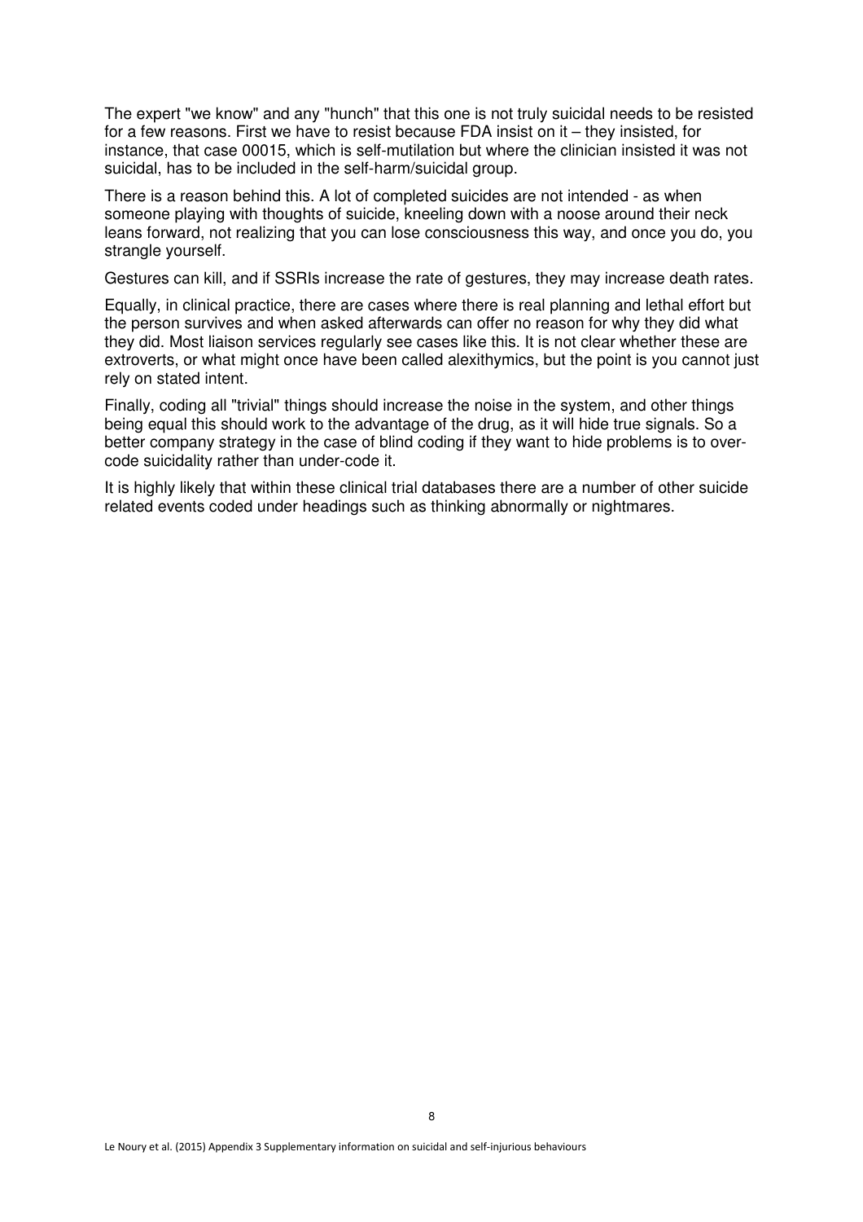The expert "we know" and any "hunch" that this one is not truly suicidal needs to be resisted for a few reasons. First we have to resist because FDA insist on it – they insisted, for instance, that case 00015, which is self-mutilation but where the clinician insisted it was not suicidal, has to be included in the self-harm/suicidal group.

There is a reason behind this. A lot of completed suicides are not intended - as when someone playing with thoughts of suicide, kneeling down with a noose around their neck leans forward, not realizing that you can lose consciousness this way, and once you do, you strangle yourself.

Gestures can kill, and if SSRIs increase the rate of gestures, they may increase death rates.

Equally, in clinical practice, there are cases where there is real planning and lethal effort but the person survives and when asked afterwards can offer no reason for why they did what they did. Most liaison services regularly see cases like this. It is not clear whether these are extroverts, or what might once have been called alexithymics, but the point is you cannot just rely on stated intent.

Finally, coding all "trivial" things should increase the noise in the system, and other things being equal this should work to the advantage of the drug, as it will hide true signals. So a better company strategy in the case of blind coding if they want to hide problems is to over-code suicidality rather than under-code it.

It is highly likely that within these clinical trial databases there are a number of other suicide related events coded under headings such as thinking abnormally or nightmares.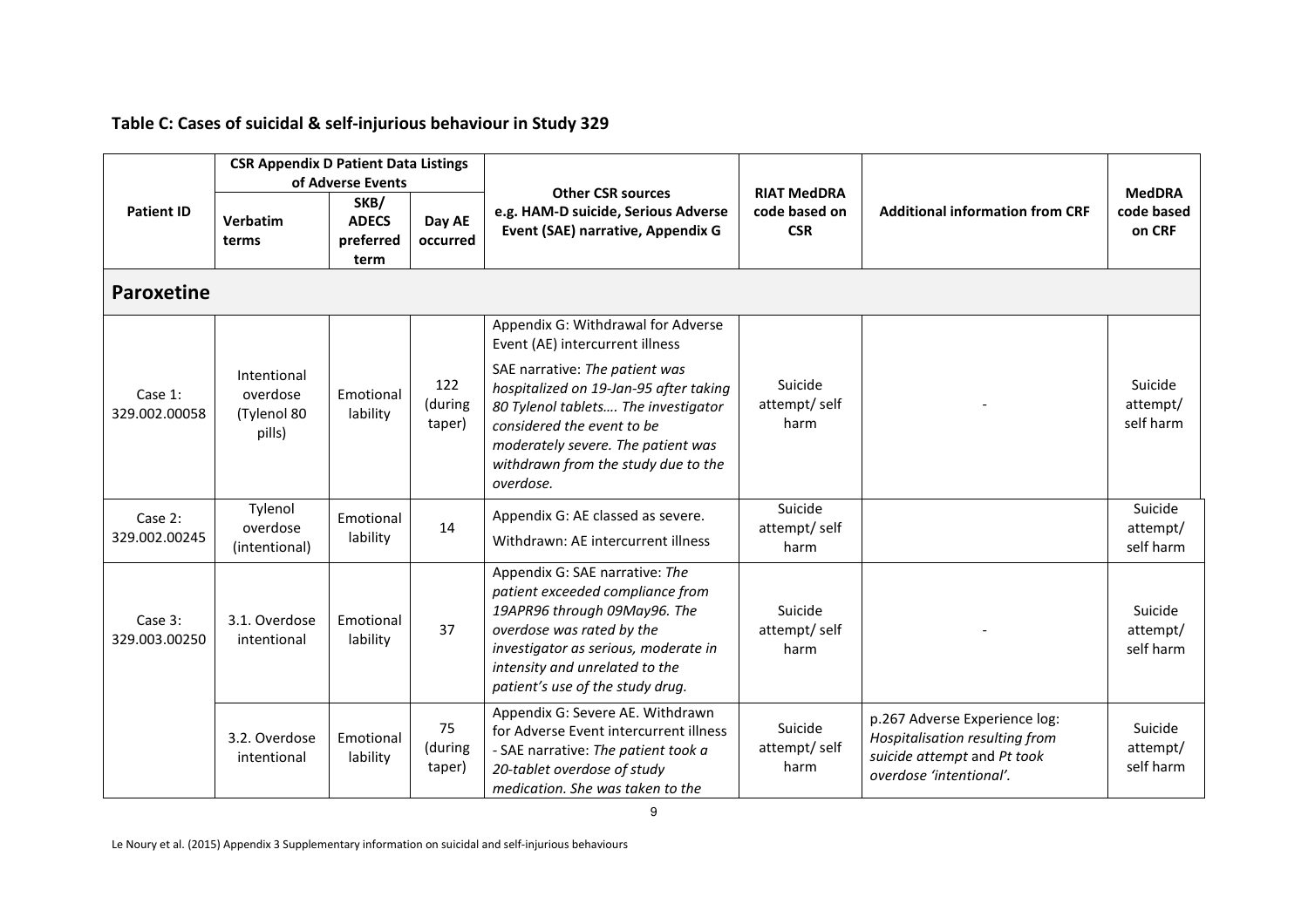**Table C: Cases of suicidal & self-injurious behaviour in Study 329**

| Patient ID | CSR Appendix D Patient Data Listings of Adverse Events | | | Other CSR sources e.g. HAM-D suicide, Serious Adverse Event (SAE) narrative, Appendix G | RIAT MedDRA code based on CSR | Additional information from CRF | MedDRA code based on CRF |
|---|---|---|---|---|---|---|---|
| | Verbatim terms | SKB/ ADECS preferred term | Day AE occurred | | | | |
| **Paroxetine** | | | | | | | |
| Case 1: 329.002.00058 | Intentional overdose (Tylenol 80 pills) | Emotional lability | 122 (during taper) | Appendix G: Withdrawal for Adverse Event (AE) intercurrent illness<br>SAE narrative: *The patient was hospitalized on 19-Jan-95 after taking 80 Tylenol tablets…. The investigator considered the event to be moderately severe. The patient was withdrawn from the study due to the overdose.* | Suicide attempt/ self harm | - | Suicide attempt/ self harm |
| Case 2: 329.002.00245 | Tylenol overdose (intentional) | Emotional lability | 14 | Appendix G: AE classed as severe.<br>Withdrawn: AE intercurrent illness | Suicide attempt/ self harm | | Suicide attempt/ self harm |
| Case 3: 329.003.00250 | 3.1. Overdose intentional | Emotional lability | 37 | Appendix G: SAE narrative: *The patient exceeded compliance from 19APR96 through 09May96. The overdose was rated by the investigator as serious, moderate in intensity and unrelated to the patient's use of the study drug.* | Suicide attempt/ self harm | - | Suicide attempt/ self harm |
| | 3.2. Overdose intentional | Emotional lability | 75 (during taper) | Appendix G: Severe AE. Withdrawn for Adverse Event intercurrent illness - SAE narrative: *The patient took a 20-tablet overdose of study medication. She was taken to the* | Suicide attempt/ self harm | p.267 Adverse Experience log: *Hospitalisation resulting from suicide attempt* and *Pt took overdose 'intentional'.* | Suicide attempt/ self harm |

Le Noury et al. (2015) Appendix 3 Supplementary information on suicidal and self-injurious behaviours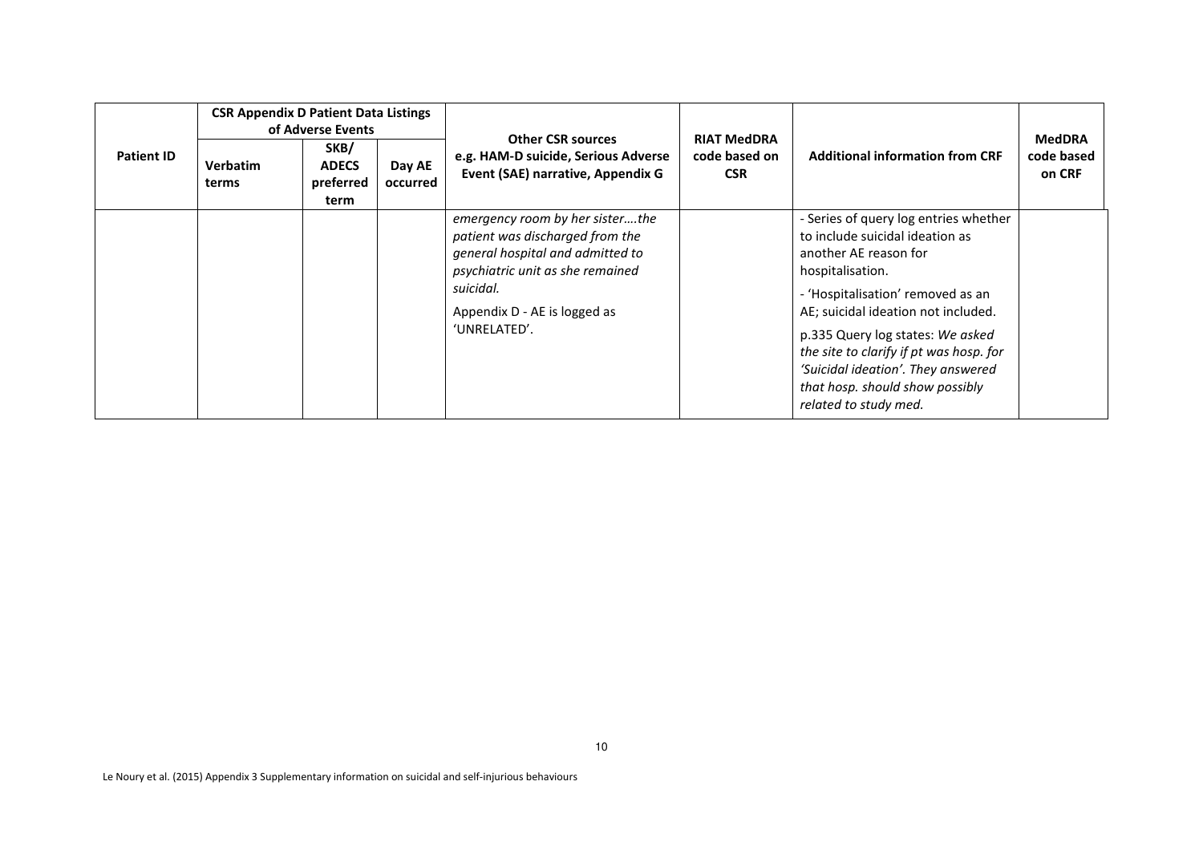| Patient ID | CSR Appendix D Patient Data Listings of Adverse Events | | | Other CSR sources e.g. HAM-D suicide, Serious Adverse Event (SAE) narrative, Appendix G | RIAT MedDRA code based on CSR | Additional information from CRF | MedDRA code based on CRF |
|---|---|---|---|---|---|---|---|
| | Verbatim terms | SKB/ ADECS preferred term | Day AE occurred | | | | |
| | | | | *emergency room by her sister….the patient was discharged from the general hospital and admitted to psychiatric unit as she remained suicidal.* Appendix D - AE is logged as 'UNRELATED'. | | - Series of query log entries whether to include suicidal ideation as another AE reason for hospitalisation. - 'Hospitalisation' removed as an AE; suicidal ideation not included. p.335 Query log states: *We asked the site to clarify if pt was hosp. for 'Suicidal ideation'. They answered that hosp. should show possibly related to study med.* | |

Le Noury et al. (2015) Appendix 3 Supplementary information on suicidal and self-injurious behaviours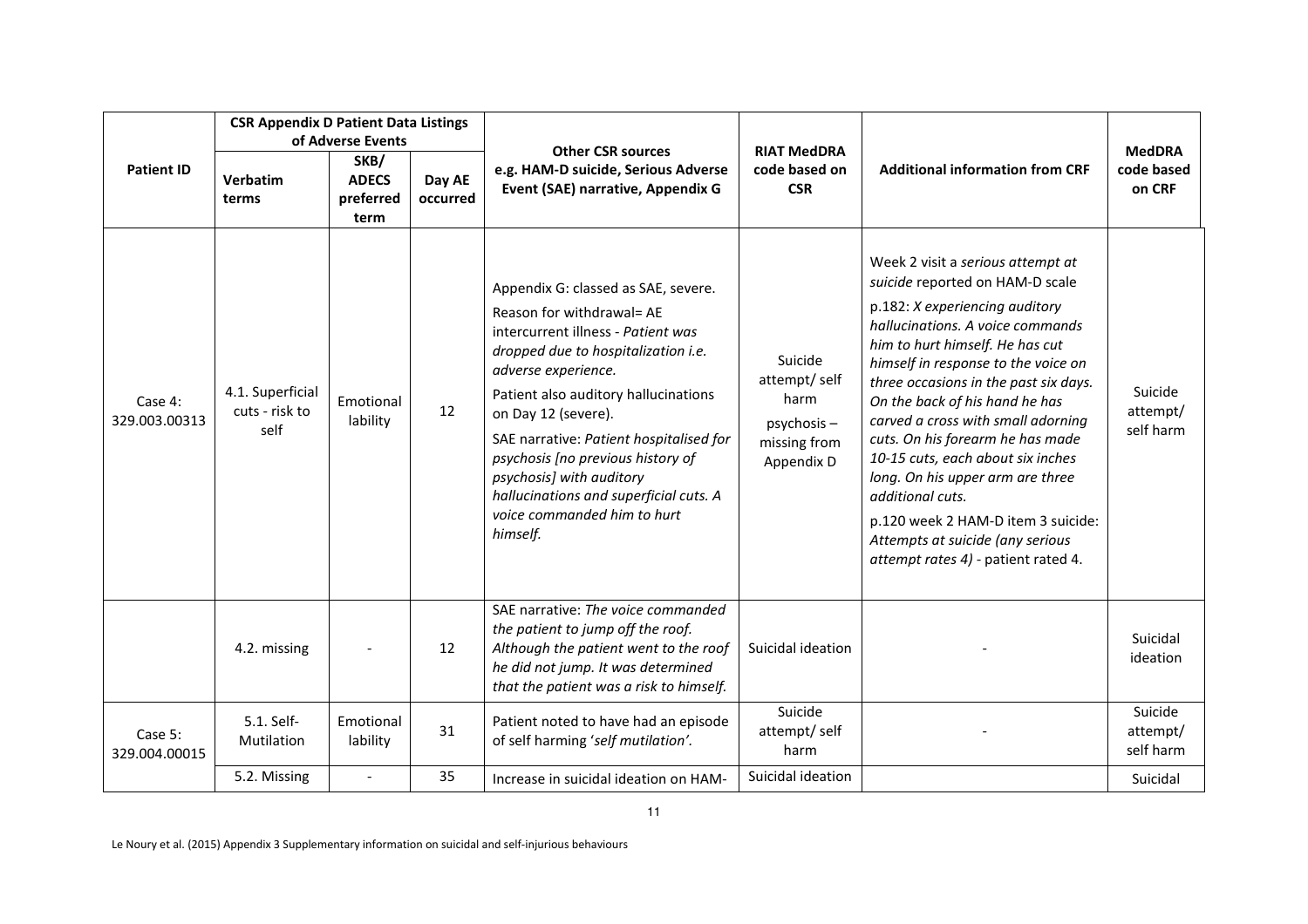| Patient ID | CSR Appendix D Patient Data Listings of Adverse Events | | | Other CSR sources e.g. HAM-D suicide, Serious Adverse Event (SAE) narrative, Appendix G | RIAT MedDRA code based on CSR | Additional information from CRF | MedDRA code based on CRF |
|---|---|---|---|---|---|---|---|
| | Verbatim terms | SKB/ ADECS preferred term | Day AE occurred | | | | |
| Case 4: 329.003.00313 | 4.1. Superficial cuts - risk to self | Emotional lability | 12 | Appendix G: classed as SAE, severe. Reason for withdrawal= AE intercurrent illness - *Patient was dropped due to hospitalization i.e. adverse experience.* Patient also auditory hallucinations on Day 12 (severe). SAE narrative: *Patient hospitalised for psychosis [no previous history of psychosis] with auditory hallucinations and superficial cuts. A voice commanded him to hurt himself.* | Suicide attempt/ self harm psychosis – missing from Appendix D | Week 2 visit a *serious attempt at suicide* reported on HAM-D scale p.182: *X experiencing auditory hallucinations. A voice commands him to hurt himself. He has cut himself in response to the voice on three occasions in the past six days. On the back of his hand he has carved a cross with small adorning cuts. On his forearm he has made 10-15 cuts, each about six inches long. On his upper arm are three additional cuts.* p.120 week 2 HAM-D item 3 suicide: *Attempts at suicide (any serious attempt rates 4)* - patient rated 4. | Suicide attempt/ self harm |
| | 4.2. missing | - | 12 | SAE narrative: *The voice commanded the patient to jump off the roof. Although the patient went to the roof he did not jump. It was determined that the patient was a risk to himself.* | Suicidal ideation | - | Suicidal ideation |
| Case 5: 329.004.00015 | 5.1. Self-Mutilation | Emotional lability | 31 | Patient noted to have had an episode of self harming '*self mutilation*'. | Suicide attempt/ self harm | - | Suicide attempt/ self harm |
| | 5.2. Missing | - | 35 | Increase in suicidal ideation on HAM- | Suicidal ideation | | Suicidal |

Le Noury et al. (2015) Appendix 3 Supplementary information on suicidal and self-injurious behaviours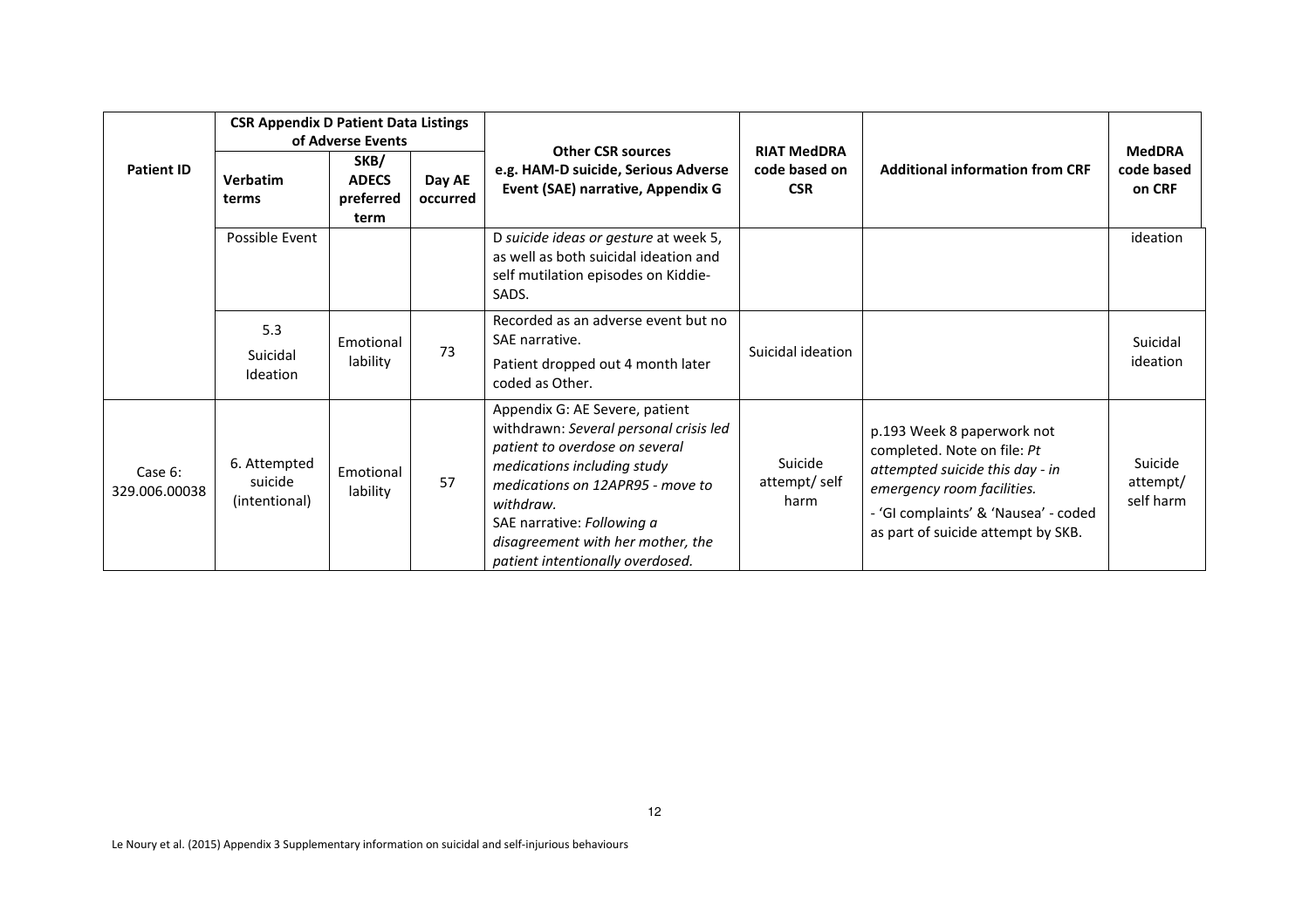| Patient ID | CSR Appendix D Patient Data Listings of Adverse Events | | | Other CSR sources e.g. HAM-D suicide, Serious Adverse Event (SAE) narrative, Appendix G | RIAT MedDRA code based on CSR | Additional information from CRF | MedDRA code based on CRF |
|---|---|---|---|---|---|---|---|
| | Verbatim terms | SKB/ ADECS preferred term | Day AE occurred | | | | |
| | Possible Event | | | D *suicide ideas or gesture* at week 5, as well as both suicidal ideation and self mutilation episodes on Kiddie-SADS. | | | ideation |
| | 5.3 Suicidal Ideation | Emotional lability | 73 | Recorded as an adverse event but no SAE narrative. Patient dropped out 4 month later coded as Other. | Suicidal ideation | | Suicidal ideation |
| Case 6: 329.006.00038 | 6. Attempted suicide (intentional) | Emotional lability | 57 | Appendix G: AE Severe, patient withdrawn: *Several personal crisis led patient to overdose on several medications including study medications on 12APR95 - move to withdraw.* SAE narrative: *Following a disagreement with her mother, the patient intentionally overdosed.* | Suicide attempt/ self harm | p.193 Week 8 paperwork not completed. Note on file: *Pt attempted suicide this day - in emergency room facilities.* - 'GI complaints' & 'Nausea' - coded as part of suicide attempt by SKB. | Suicide attempt/ self harm |

Le Noury et al. (2015) Appendix 3 Supplementary information on suicidal and self-injurious behaviours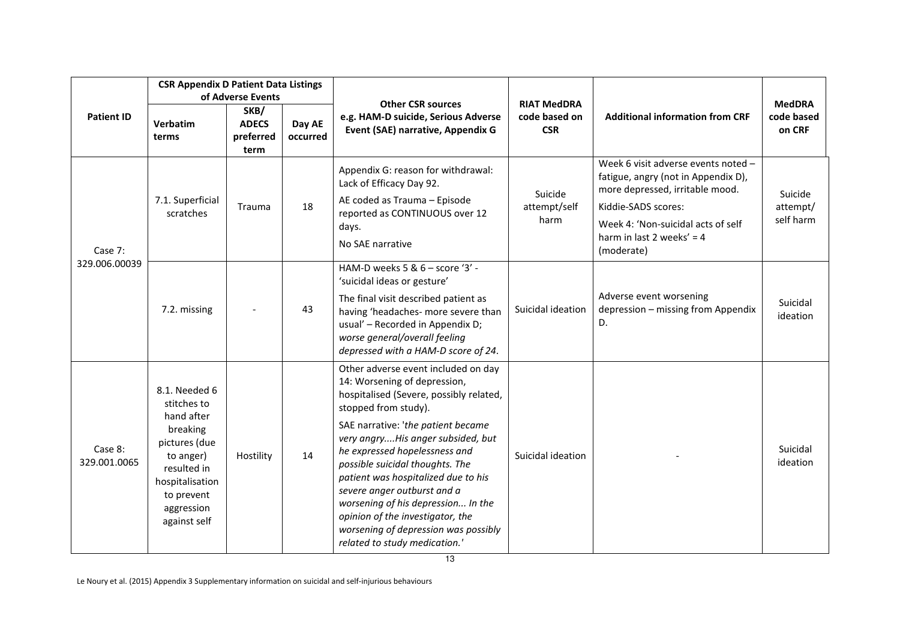| Patient ID | CSR Appendix D Patient Data Listings of Adverse Events | | | Other CSR sources e.g. HAM-D suicide, Serious Adverse Event (SAE) narrative, Appendix G | RIAT MedDRA code based on CSR | Additional information from CRF | MedDRA code based on CRF |
|---|---|---|---|---|---|---|---|
| | Verbatim terms | SKB/ ADECS preferred term | Day AE occurred | | | | |
| Case 7: 329.006.00039 | 7.1. Superficial scratches | Trauma | 18 | Appendix G: reason for withdrawal: Lack of Efficacy Day 92. AE coded as Trauma – Episode reported as CONTINUOUS over 12 days. No SAE narrative | Suicide attempt/self harm | Week 6 visit adverse events noted – fatigue, angry (not in Appendix D), more depressed, irritable mood. Kiddie-SADS scores: Week 4: 'Non-suicidal acts of self harm in last 2 weeks' = 4 (moderate) | Suicide attempt/ self harm |
| | 7.2. missing | - | 43 | HAM-D weeks 5 & 6 – score '3' - 'suicidal ideas or gesture' The final visit described patient as having 'headaches- more severe than usual' – Recorded in Appendix D; *worse general/overall feeling depressed with a HAM-D score of 24.* | Suicidal ideation | Adverse event worsening depression – missing from Appendix D. | Suicidal ideation |
| Case 8: 329.001.0065 | 8.1. Needed 6 stitches to hand after breaking pictures (due to anger) resulted in hospitalisation to prevent aggression against self | Hostility | 14 | Other adverse event included on day 14: Worsening of depression, hospitalised (Severe, possibly related, stopped from study). SAE narrative: '*the patient became very angry....His anger subsided, but he expressed hopelessness and possible suicidal thoughts. The patient was hospitalized due to his severe anger outburst and a worsening of his depression... In the opinion of the investigator, the worsening of depression was possibly related to study medication.*' | Suicidal ideation | - | Suicidal ideation |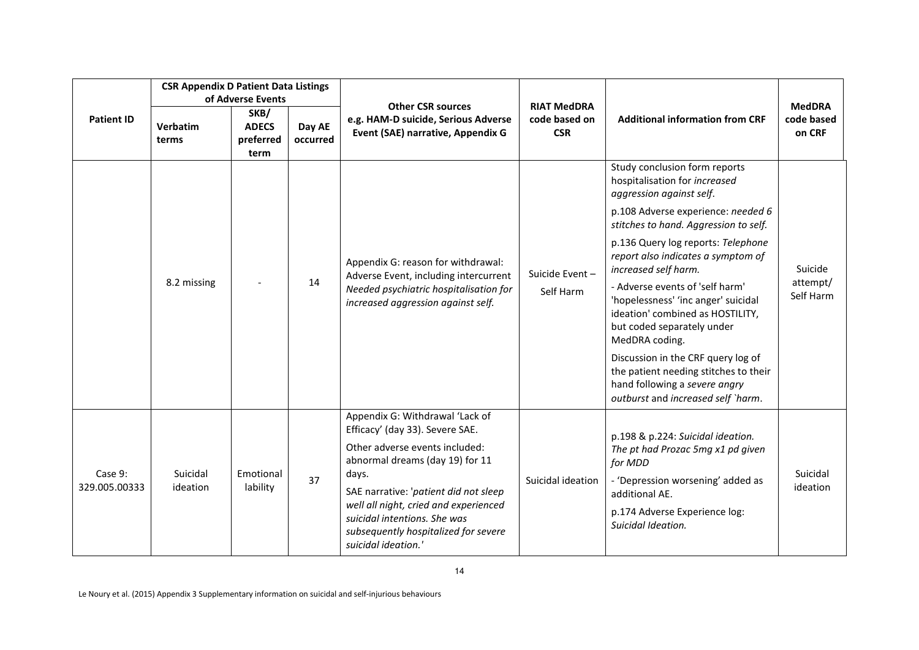| Patient ID | CSR Appendix D Patient Data Listings of Adverse Events | | | Other CSR sources e.g. HAM-D suicide, Serious Adverse Event (SAE) narrative, Appendix G | RIAT MedDRA code based on CSR | Additional information from CRF | MedDRA code based on CRF |
|---|---|---|---|---|---|---|---|
| | Verbatim terms | SKB/ ADECS preferred term | Day AE occurred | | | | |
| | 8.2 missing | - | 14 | Appendix G: reason for withdrawal: Adverse Event, including intercurrent *Needed psychiatric hospitalisation for increased aggression against self.* | Suicide Event – Self Harm | Study conclusion form reports hospitalisation for *increased aggression against self*.<br><br>p.108 Adverse experience: *needed 6 stitches to hand. Aggression to self.*<br><br>p.136 Query log reports: *Telephone report also indicates a symptom of increased self harm.*<br><br>- Adverse events of 'self harm' 'hopelessness' 'inc anger' suicidal ideation' combined as HOSTILITY, but coded separately under MedDRA coding.<br><br>Discussion in the CRF query log of the patient needing stitches to their hand following a *severe angry outburst* and *increased self `harm*. | Suicide attempt/ Self Harm |
| Case 9: 329.005.00333 | Suicidal ideation | Emotional lability | 37 | Appendix G: Withdrawal 'Lack of Efficacy' (day 33). Severe SAE.<br><br>Other adverse events included: abnormal dreams (day 19) for 11 days.<br><br>SAE narrative: '*patient did not sleep well all night, cried and experienced suicidal intentions. She was subsequently hospitalized for severe suicidal ideation.*' | Suicidal ideation | p.198 & p.224: *Suicidal ideation. The pt had Prozac 5mg x1 pd given for MDD*<br><br>- 'Depression worsening' added as additional AE.<br><br>p.174 Adverse Experience log: *Suicidal Ideation.* | Suicidal ideation |

Le Noury et al. (2015) Appendix 3 Supplementary information on suicidal and self-injurious behaviours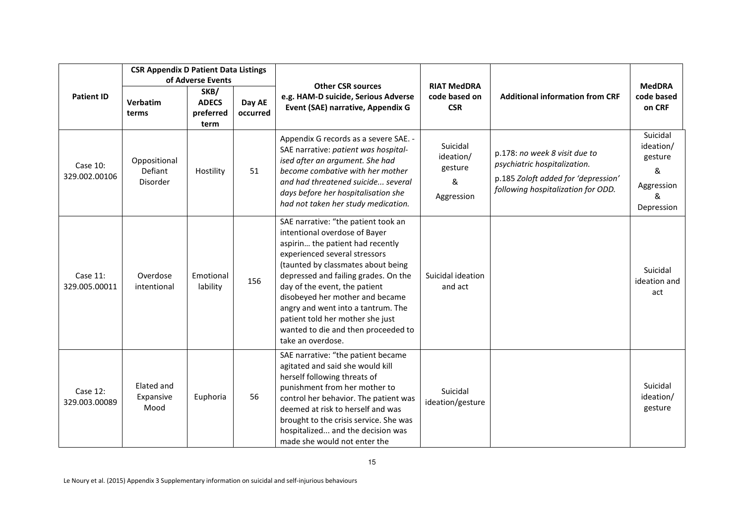| Patient ID | CSR Appendix D Patient Data Listings of Adverse Events | | | Other CSR sources e.g. HAM-D suicide, Serious Adverse Event (SAE) narrative, Appendix G | RIAT MedDRA code based on CSR | Additional information from CRF | MedDRA code based on CRF |
|---|---|---|---|---|---|---|---|
| | Verbatim terms | SKB/ ADECS preferred term | Day AE occurred | | | | |
| Case 10: 329.002.00106 | Oppositional Defiant Disorder | Hostility | 51 | Appendix G records as a severe SAE. - SAE narrative: *patient was hospital-ised after an argument. She had become combative with her mother and had threatened suicide... several days before her hospitalisation she had not taken her study medication.* | Suicidal ideation/ gesture & Aggression | p.178: *no week 8 visit due to psychiatric hospitalization.* p.185 *Zoloft added for 'depression' following hospitalization for ODD.* | Suicidal ideation/ gesture & Aggression & Depression |
| Case 11: 329.005.00011 | Overdose intentional | Emotional lability | 156 | SAE narrative: "the patient took an intentional overdose of Bayer aspirin… the patient had recently experienced several stressors (taunted by classmates about being depressed and failing grades. On the day of the event, the patient disobeyed her mother and became angry and went into a tantrum. The patient told her mother she just wanted to die and then proceeded to take an overdose. | Suicidal ideation and act | | Suicidal ideation and act |
| Case 12: 329.003.00089 | Elated and Expansive Mood | Euphoria | 56 | SAE narrative: "the patient became agitated and said she would kill herself following threats of punishment from her mother to control her behavior. The patient was deemed at risk to herself and was brought to the crisis service. She was hospitalized... and the decision was made she would not enter the | Suicidal ideation/gesture | | Suicidal ideation/ gesture |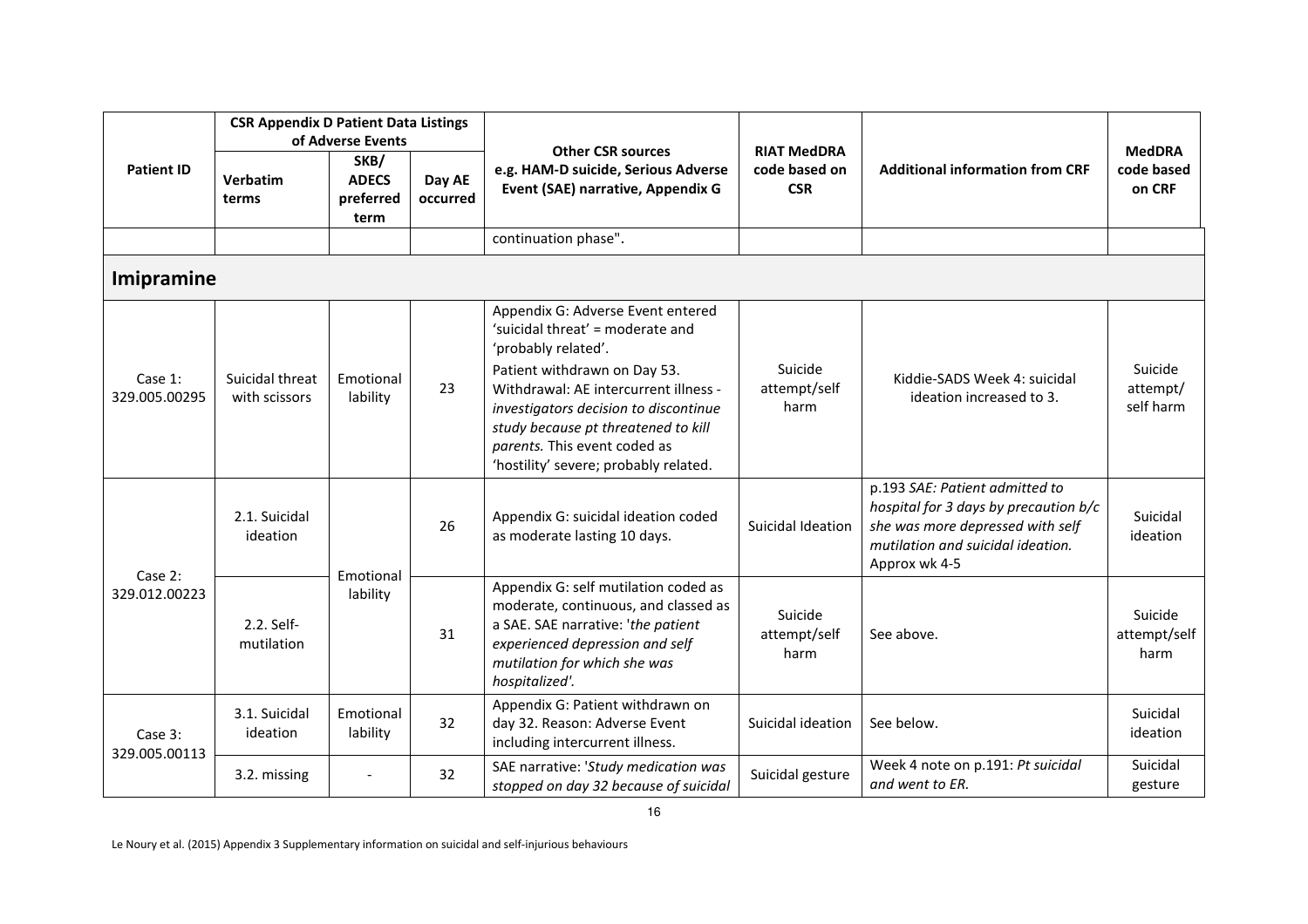| Patient ID | CSR Appendix D Patient Data Listings of Adverse Events | | | Other CSR sources e.g. HAM-D suicide, Serious Adverse Event (SAE) narrative, Appendix G | RIAT MedDRA code based on CSR | Additional information from CRF | MedDRA code based on CRF |
|---|---|---|---|---|---|---|---|
| | Verbatim terms | SKB/ ADECS preferred term | Day AE occurred | | | | |
| | | | | continuation phase". | | | |
| **Imipramine** | | | | | | | |
| Case 1: 329.005.00295 | Suicidal threat with scissors | Emotional lability | 23 | Appendix G: Adverse Event entered 'suicidal threat' = moderate and 'probably related'. Patient withdrawn on Day 53. Withdrawal: AE intercurrent illness - *investigators decision to discontinue study because pt threatened to kill parents.* This event coded as 'hostility' severe; probably related. | Suicide attempt/self harm | Kiddie-SADS Week 4: suicidal ideation increased to 3. | Suicide attempt/ self harm |
| Case 2: 329.012.00223 | 2.1. Suicidal ideation | Emotional lability | 26 | Appendix G: suicidal ideation coded as moderate lasting 10 days. | Suicidal Ideation | p.193 *SAE: Patient admitted to hospital for 3 days by precaution b/c she was more depressed with self mutilation and suicidal ideation.* Approx wk 4-5 | Suicidal ideation |
| | 2.2. Self-mutilation | | 31 | Appendix G: self mutilation coded as moderate, continuous, and classed as a SAE. SAE narrative: '*the patient experienced depression and self mutilation for which she was hospitalized'.* | Suicide attempt/self harm | See above. | Suicide attempt/self harm |
| Case 3: 329.005.00113 | 3.1. Suicidal ideation | Emotional lability | 32 | Appendix G: Patient withdrawn on day 32. Reason: Adverse Event including intercurrent illness. | Suicidal ideation | See below. | Suicidal ideation |
| | 3.2. missing | - | 32 | SAE narrative: '*Study medication was stopped on day 32 because of suicidal* | Suicidal gesture | Week 4 note on p.191: *Pt suicidal and went to ER.* | Suicidal gesture |

Le Noury et al. (2015) Appendix 3 Supplementary information on suicidal and self-injurious behaviours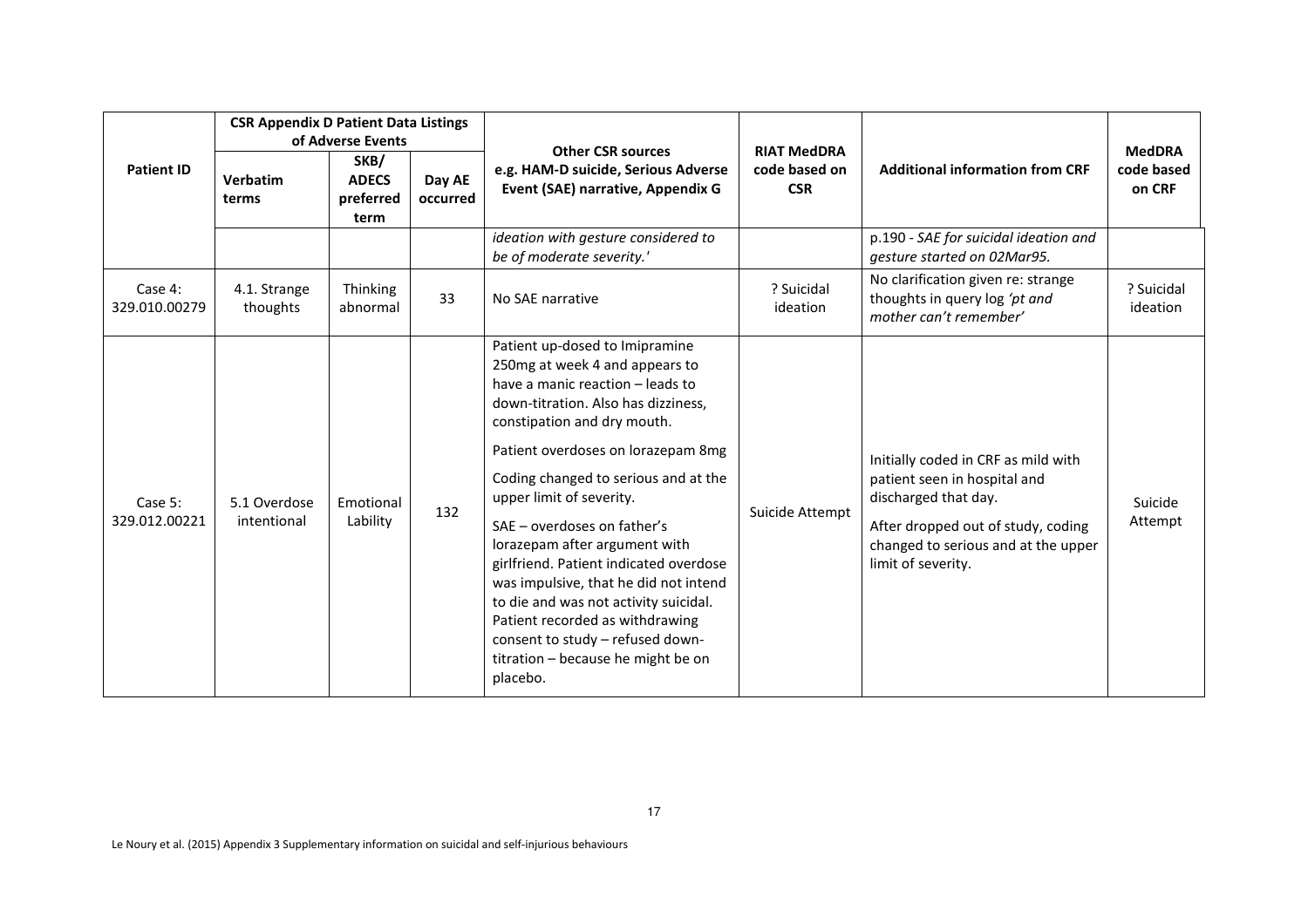| Patient ID | CSR Appendix D Patient Data Listings of Adverse Events | | | Other CSR sources e.g. HAM-D suicide, Serious Adverse Event (SAE) narrative, Appendix G | RIAT MedDRA code based on CSR | Additional information from CRF | MedDRA code based on CRF |
|---|---|---|---|---|---|---|---|
| | Verbatim terms | SKB/ ADECS preferred term | Day AE occurred | | | | |
| | | | | *ideation with gesture considered to be of moderate severity.'* | | p.190 - *SAE for suicidal ideation and gesture started on 02Mar95.* | |
| Case 4: 329.010.00279 | 4.1. Strange thoughts | Thinking abnormal | 33 | No SAE narrative | ? Suicidal ideation | No clarification given re: strange thoughts in query log *'pt and mother can't remember'* | ? Suicidal ideation |
| Case 5: 329.012.00221 | 5.1 Overdose intentional | Emotional Lability | 132 | Patient up-dosed to Imipramine 250mg at week 4 and appears to have a manic reaction – leads to down-titration. Also has dizziness, constipation and dry mouth.<br><br>Patient overdoses on lorazepam 8mg<br><br>Coding changed to serious and at the upper limit of severity.<br><br>SAE – overdoses on father's lorazepam after argument with girlfriend. Patient indicated overdose was impulsive, that he did not intend to die and was not activity suicidal. Patient recorded as withdrawing consent to study – refused down-titration – because he might be on placebo. | Suicide Attempt | Initially coded in CRF as mild with patient seen in hospital and discharged that day.<br><br>After dropped out of study, coding changed to serious and at the upper limit of severity. | Suicide Attempt |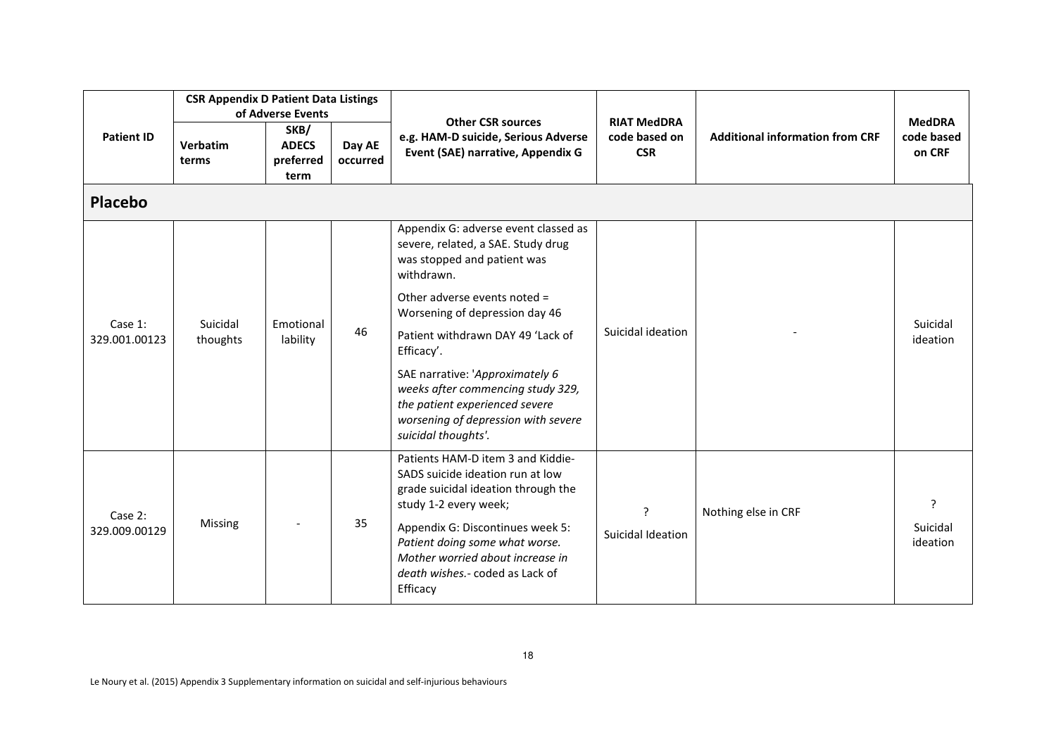| Patient ID | CSR Appendix D Patient Data Listings of Adverse Events | | | Other CSR sources e.g. HAM-D suicide, Serious Adverse Event (SAE) narrative, Appendix G | RIAT MedDRA code based on CSR | Additional information from CRF | MedDRA code based on CRF |
|---|---|---|---|---|---|---|---|
| | Verbatim terms | SKB/ ADECS preferred term | Day AE occurred | | | | |
| **Placebo** | | | | | | | |
| Case 1: 329.001.00123 | Suicidal thoughts | Emotional lability | 46 | Appendix G: adverse event classed as severe, related, a SAE. Study drug was stopped and patient was withdrawn.<br><br>Other adverse events noted = Worsening of depression day 46<br><br>Patient withdrawn DAY 49 'Lack of Efficacy'.<br><br>SAE narrative: '*Approximately 6 weeks after commencing study 329, the patient experienced severe worsening of depression with severe suicidal thoughts'.* | Suicidal ideation | - | Suicidal ideation |
| Case 2: 329.009.00129 | Missing | - | 35 | Patients HAM-D item 3 and Kiddie-SADS suicide ideation run at low grade suicidal ideation through the study 1-2 every week;<br><br>Appendix G: Discontinues week 5: *Patient doing some what worse. Mother worried about increase in death wishes.*- coded as Lack of Efficacy | ?<br>Suicidal Ideation | Nothing else in CRF | ?<br>Suicidal ideation |

Le Noury et al. (2015) Appendix 3 Supplementary information on suicidal and self-injurious behaviours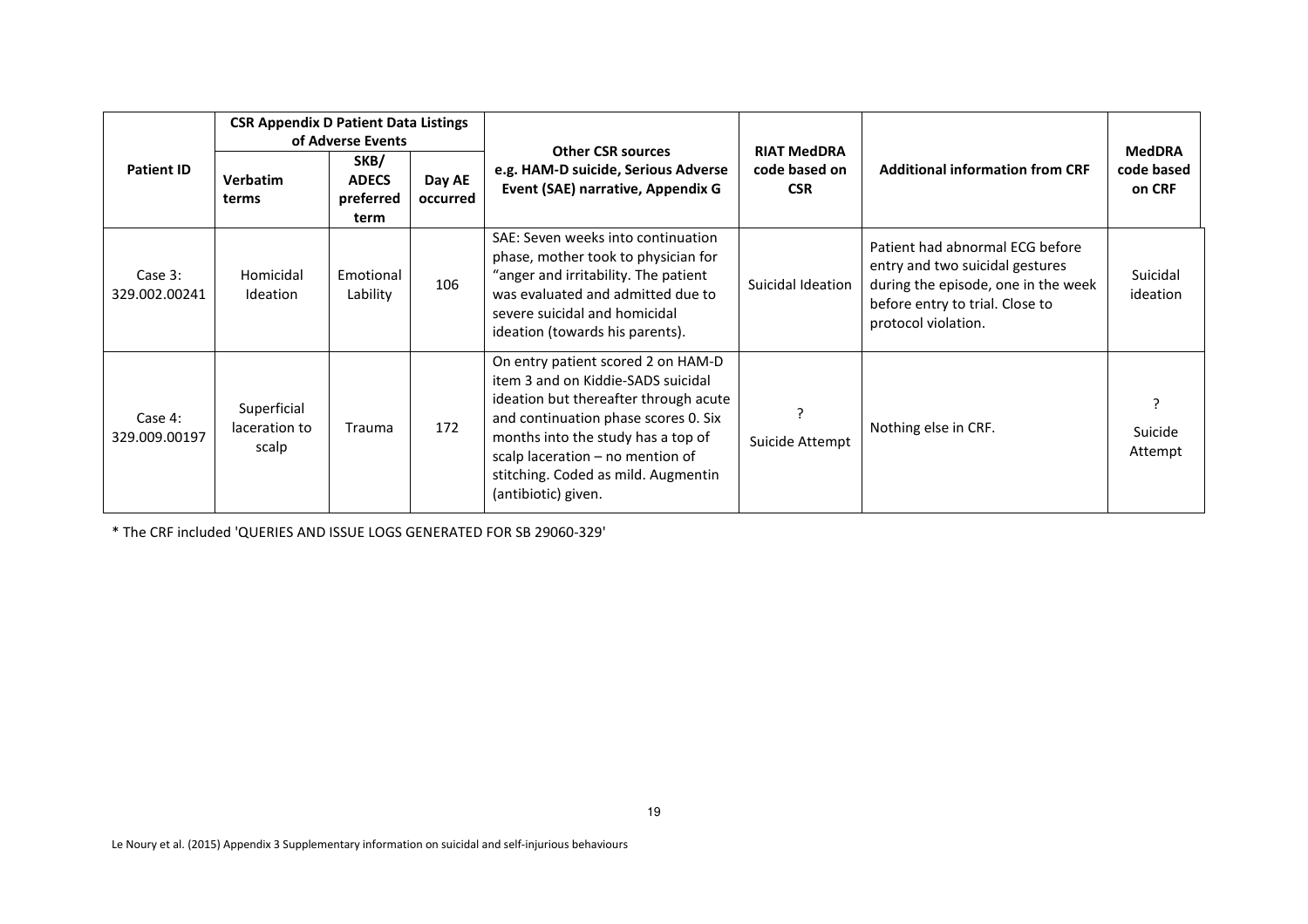| Patient ID | CSR Appendix D Patient Data Listings of Adverse Events | | | Other CSR sources e.g. HAM-D suicide, Serious Adverse Event (SAE) narrative, Appendix G | RIAT MedDRA code based on CSR | Additional information from CRF | MedDRA code based on CRF |
|---|---|---|---|---|---|---|---|
| | Verbatim terms | SKB/ ADECS preferred term | Day AE occurred | | | | |
| Case 3: 329.002.00241 | Homicidal Ideation | Emotional Lability | 106 | SAE: Seven weeks into continuation phase, mother took to physician for "anger and irritability. The patient was evaluated and admitted due to severe suicidal and homicidal ideation (towards his parents). | Suicidal Ideation | Patient had abnormal ECG before entry and two suicidal gestures during the episode, one in the week before entry to trial. Close to protocol violation. | Suicidal ideation |
| Case 4: 329.009.00197 | Superficial laceration to scalp | Trauma | 172 | On entry patient scored 2 on HAM-D item 3 and on Kiddie-SADS suicidal ideation but thereafter through acute and continuation phase scores 0. Six months into the study has a top of scalp laceration – no mention of stitching. Coded as mild. Augmentin (antibiotic) given. | ? Suicide Attempt | Nothing else in CRF. | ? Suicide Attempt |

* The CRF included 'QUERIES AND ISSUE LOGS GENERATED FOR SB 29060-329'